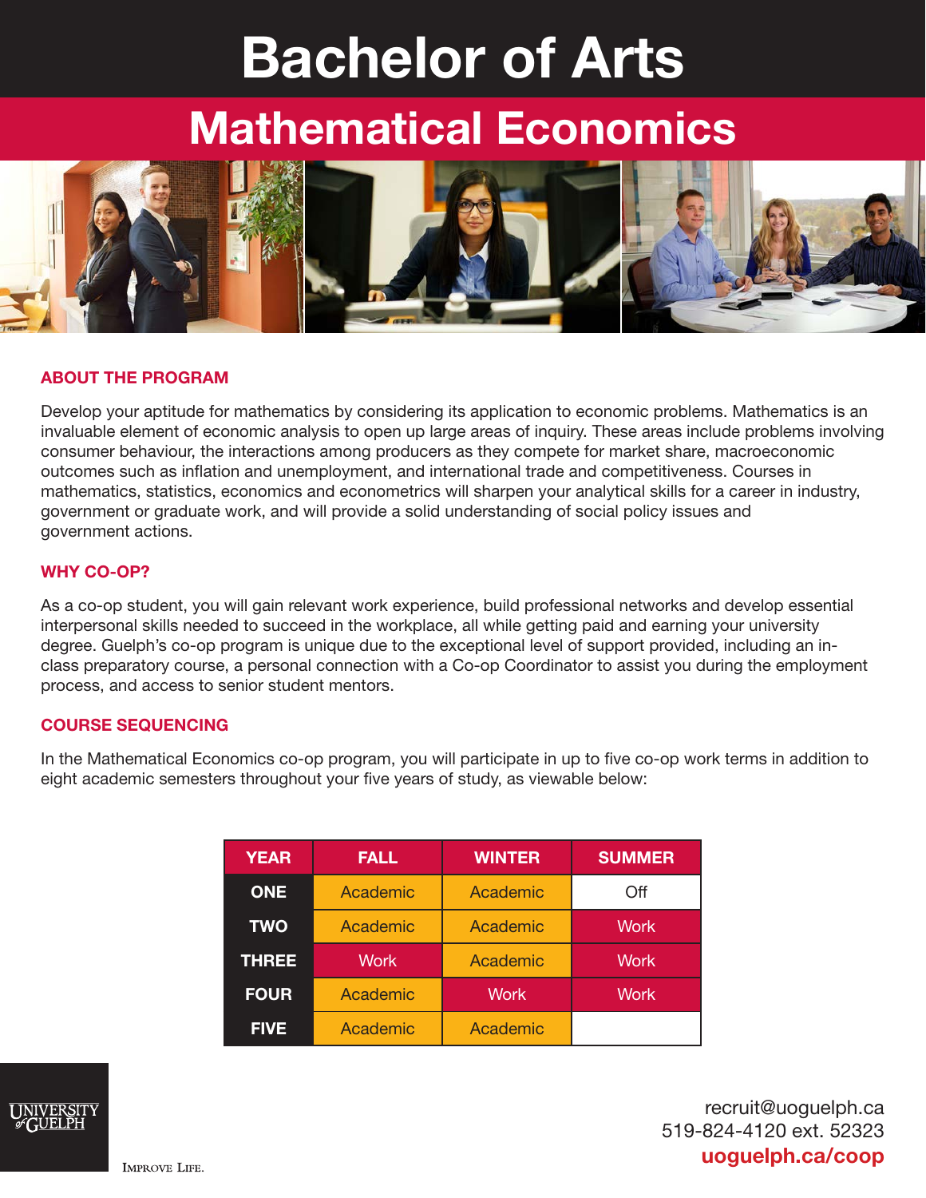# Bachelor of Arts

## Mathematical Economics

### ABOUT THE PROGRAM

Develop your aptitude for mathematics by considering its application to economic problems. Mathematics is an invaluable element of economic analysis to open up large areas of inquiry. These areas include problems involving consumer behaviour, the interactions among producers as they compete for market share, macroeconomic outcomes such as inflation and unemployment, and international trade and competitiveness. Courses in mathematics, statistics, economics and econometrics will sharpen your analytical skills for a career in industry, government or graduate work, and will provide a solid understanding of social policy issues and government actions.

### WHY CO-OP?

As a co-op student, you will gain relevant work experience, build professional networks and develop essential interpersonal skills needed to succeed in the workplace, all while getting paid and earning your university degree. Guelph's co-op program is unique due to the exceptional level of support provided, including an in-class preparatory course, a personal connection with a Co-op Coordinator to assist you during the employment process, and access to senior student mentors.

### COURSE SEQUENCING

In the Mathematical Economics co-op program, you will participate in up to five co-op work terms in addition to eight academic semesters throughout your five years of study, as viewable below:

| YEAR | FALL | WINTER | SUMMER |
|---|---|---|---|
| ONE | Academic | Academic | Off |
| TWO | Academic | Academic | Work |
| THREE | Work | Academic | Work |
| FOUR | Academic | Work | Work |
| FIVE | Academic | Academic | |

UNIVERSITY of GUELPH

IMPROVE LIFE.

recruit@uoguelph.ca
519-824-4120 ext. 52323
**uoguelph.ca/coop**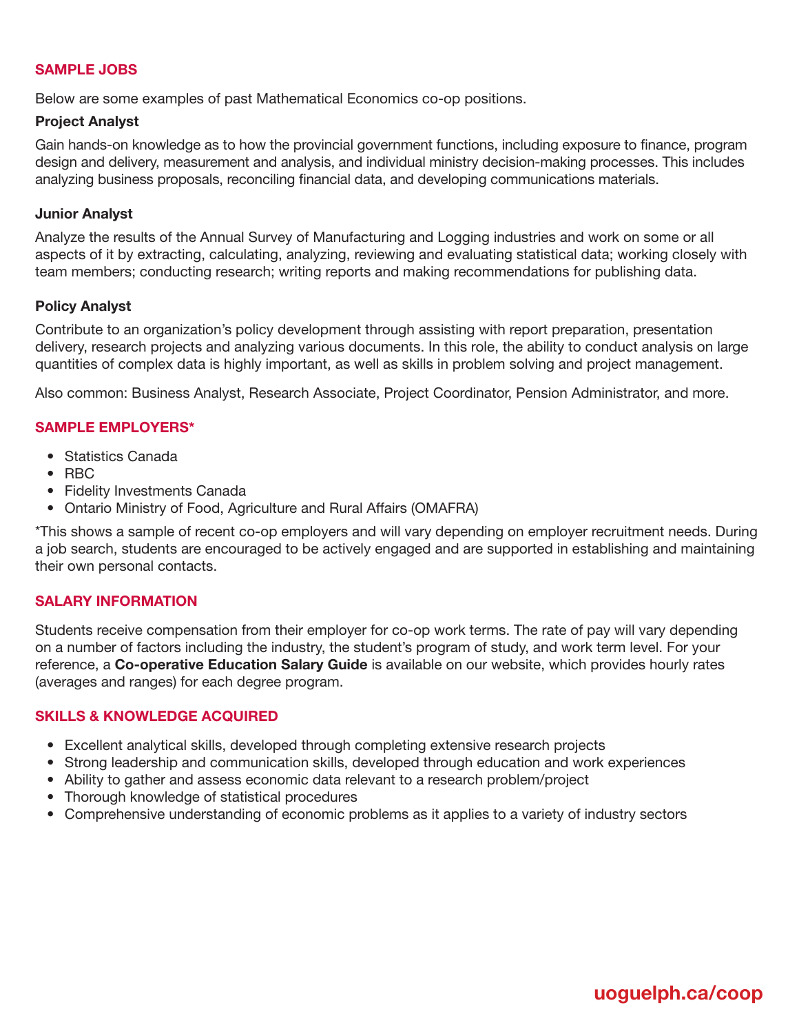## SAMPLE JOBS

Below are some examples of past Mathematical Economics co-op positions.

### Project Analyst

Gain hands-on knowledge as to how the provincial government functions, including exposure to finance, program design and delivery, measurement and analysis, and individual ministry decision-making processes. This includes analyzing business proposals, reconciling financial data, and developing communications materials.

### Junior Analyst

Analyze the results of the Annual Survey of Manufacturing and Logging industries and work on some or all aspects of it by extracting, calculating, analyzing, reviewing and evaluating statistical data; working closely with team members; conducting research; writing reports and making recommendations for publishing data.

### Policy Analyst

Contribute to an organization's policy development through assisting with report preparation, presentation delivery, research projects and analyzing various documents. In this role, the ability to conduct analysis on large quantities of complex data is highly important, as well as skills in problem solving and project management.

Also common: Business Analyst, Research Associate, Project Coordinator, Pension Administrator, and more.

## SAMPLE EMPLOYERS*

- Statistics Canada
- RBC
- Fidelity Investments Canada
- Ontario Ministry of Food, Agriculture and Rural Affairs (OMAFRA)

*This shows a sample of recent co-op employers and will vary depending on employer recruitment needs. During a job search, students are encouraged to be actively engaged and are supported in establishing and maintaining their own personal contacts.

## SALARY INFORMATION

Students receive compensation from their employer for co-op work terms. The rate of pay will vary depending on a number of factors including the industry, the student's program of study, and work term level. For your reference, a **Co-operative Education Salary Guide** is available on our website, which provides hourly rates (averages and ranges) for each degree program.

## SKILLS & KNOWLEDGE ACQUIRED

- Excellent analytical skills, developed through completing extensive research projects
- Strong leadership and communication skills, developed through education and work experiences
- Ability to gather and assess economic data relevant to a research problem/project
- Thorough knowledge of statistical procedures
- Comprehensive understanding of economic problems as it applies to a variety of industry sectors

**uoguelph.ca/coop**